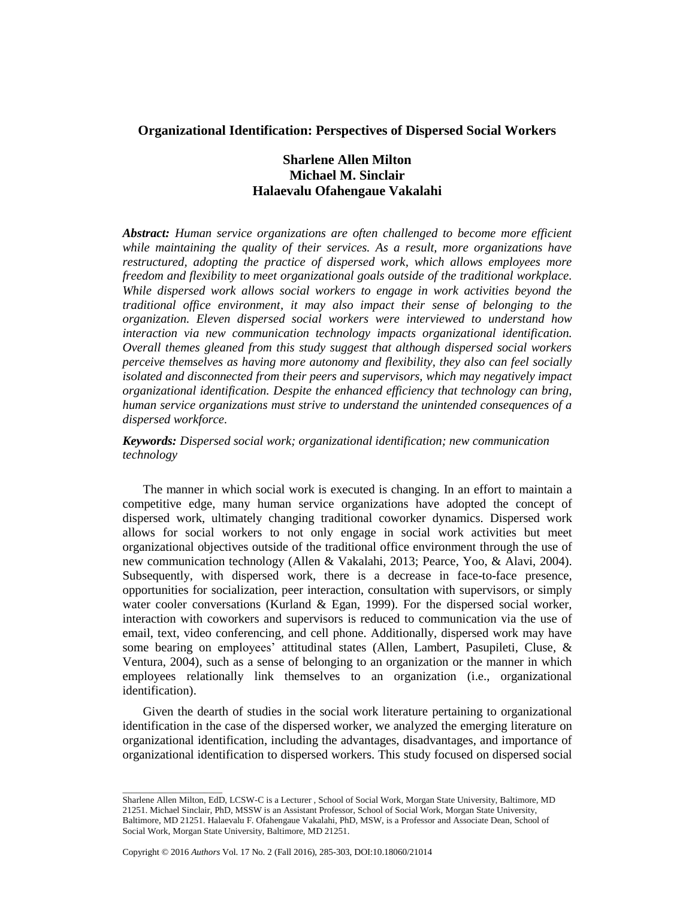# Organizational Identification: Perspectives of Dispersed Social Workers

**Sharlene Allen Milton**
**Michael M. Sinclair**
**Halaevalu Ofahengaue Vakalahi**

***Abstract:*** *Human service organizations are often challenged to become more efficient while maintaining the quality of their services. As a result, more organizations have restructured, adopting the practice of dispersed work, which allows employees more freedom and flexibility to meet organizational goals outside of the traditional workplace. While dispersed work allows social workers to engage in work activities beyond the traditional office environment, it may also impact their sense of belonging to the organization. Eleven dispersed social workers were interviewed to understand how interaction via new communication technology impacts organizational identification. Overall themes gleaned from this study suggest that although dispersed social workers perceive themselves as having more autonomy and flexibility, they also can feel socially isolated and disconnected from their peers and supervisors, which may negatively impact organizational identification. Despite the enhanced efficiency that technology can bring, human service organizations must strive to understand the unintended consequences of a dispersed workforce.*

***Keywords:*** *Dispersed social work; organizational identification; new communication technology*

The manner in which social work is executed is changing. In an effort to maintain a competitive edge, many human service organizations have adopted the concept of dispersed work, ultimately changing traditional coworker dynamics. Dispersed work allows for social workers to not only engage in social work activities but meet organizational objectives outside of the traditional office environment through the use of new communication technology (Allen & Vakalahi, 2013; Pearce, Yoo, & Alavi, 2004). Subsequently, with dispersed work, there is a decrease in face-to-face presence, opportunities for socialization, peer interaction, consultation with supervisors, or simply water cooler conversations (Kurland & Egan, 1999). For the dispersed social worker, interaction with coworkers and supervisors is reduced to communication via the use of email, text, video conferencing, and cell phone. Additionally, dispersed work may have some bearing on employees' attitudinal states (Allen, Lambert, Pasupileti, Cluse, & Ventura, 2004), such as a sense of belonging to an organization or the manner in which employees relationally link themselves to an organization (i.e., organizational identification).

Given the dearth of studies in the social work literature pertaining to organizational identification in the case of the dispersed worker, we analyzed the emerging literature on organizational identification, including the advantages, disadvantages, and importance of organizational identification to dispersed workers. This study focused on dispersed social

---

Sharlene Allen Milton, EdD, LCSW-C is a Lecturer , School of Social Work, Morgan State University, Baltimore, MD 21251. Michael Sinclair, PhD, MSSW is an Assistant Professor, School of Social Work, Morgan State University, Baltimore, MD 21251. Halaevalu F. Ofahengaue Vakalahi, PhD, MSW, is a Professor and Associate Dean, School of Social Work, Morgan State University, Baltimore, MD 21251.

Copyright © 2016 *Authors* Vol. 17 No. 2 (Fall 2016), 285-303, DOI:10.18060/21014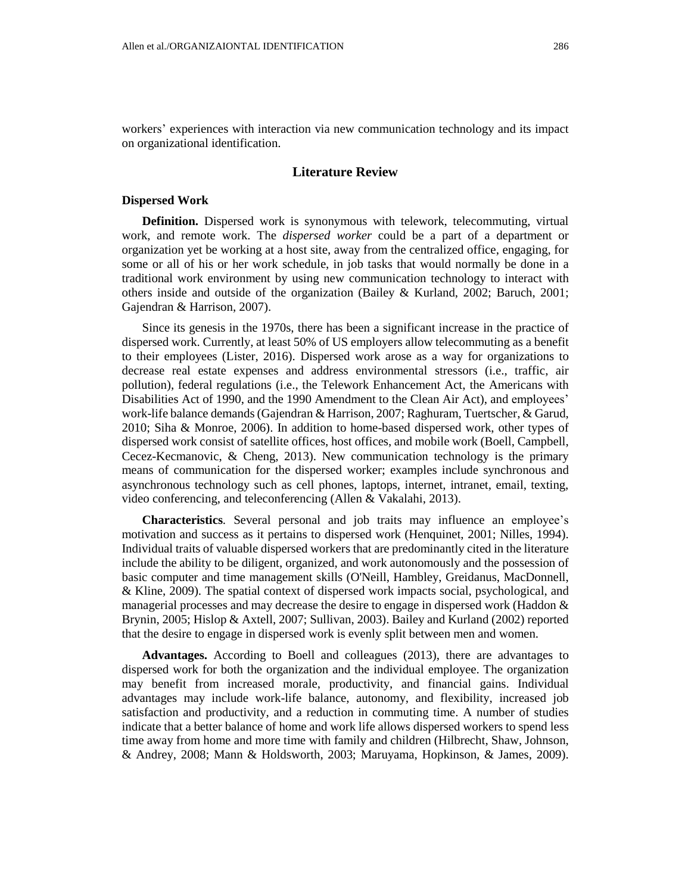workers' experiences with interaction via new communication technology and its impact on organizational identification.

## Literature Review

### Dispersed Work

**Definition.** Dispersed work is synonymous with telework, telecommuting, virtual work, and remote work. The *dispersed worker* could be a part of a department or organization yet be working at a host site, away from the centralized office, engaging, for some or all of his or her work schedule, in job tasks that would normally be done in a traditional work environment by using new communication technology to interact with others inside and outside of the organization (Bailey & Kurland, 2002; Baruch, 2001; Gajendran & Harrison, 2007).

Since its genesis in the 1970s, there has been a significant increase in the practice of dispersed work. Currently, at least 50% of US employers allow telecommuting as a benefit to their employees (Lister, 2016). Dispersed work arose as a way for organizations to decrease real estate expenses and address environmental stressors (i.e., traffic, air pollution), federal regulations (i.e., the Telework Enhancement Act, the Americans with Disabilities Act of 1990, and the 1990 Amendment to the Clean Air Act), and employees' work-life balance demands (Gajendran & Harrison, 2007; Raghuram, Tuertscher, & Garud, 2010; Siha & Monroe, 2006). In addition to home-based dispersed work, other types of dispersed work consist of satellite offices, host offices, and mobile work (Boell, Campbell, Cecez-Kecmanovic, & Cheng, 2013). New communication technology is the primary means of communication for the dispersed worker; examples include synchronous and asynchronous technology such as cell phones, laptops, internet, intranet, email, texting, video conferencing, and teleconferencing (Allen & Vakalahi, 2013).

**Characteristics.** Several personal and job traits may influence an employee's motivation and success as it pertains to dispersed work (Henquinet, 2001; Nilles, 1994). Individual traits of valuable dispersed workers that are predominantly cited in the literature include the ability to be diligent, organized, and work autonomously and the possession of basic computer and time management skills (O'Neill, Hambley, Greidanus, MacDonnell, & Kline, 2009). The spatial context of dispersed work impacts social, psychological, and managerial processes and may decrease the desire to engage in dispersed work (Haddon & Brynin, 2005; Hislop & Axtell, 2007; Sullivan, 2003). Bailey and Kurland (2002) reported that the desire to engage in dispersed work is evenly split between men and women.

**Advantages.** According to Boell and colleagues (2013), there are advantages to dispersed work for both the organization and the individual employee. The organization may benefit from increased morale, productivity, and financial gains. Individual advantages may include work-life balance, autonomy, and flexibility, increased job satisfaction and productivity, and a reduction in commuting time. A number of studies indicate that a better balance of home and work life allows dispersed workers to spend less time away from home and more time with family and children (Hilbrecht, Shaw, Johnson, & Andrey, 2008; Mann & Holdsworth, 2003; Maruyama, Hopkinson, & James, 2009).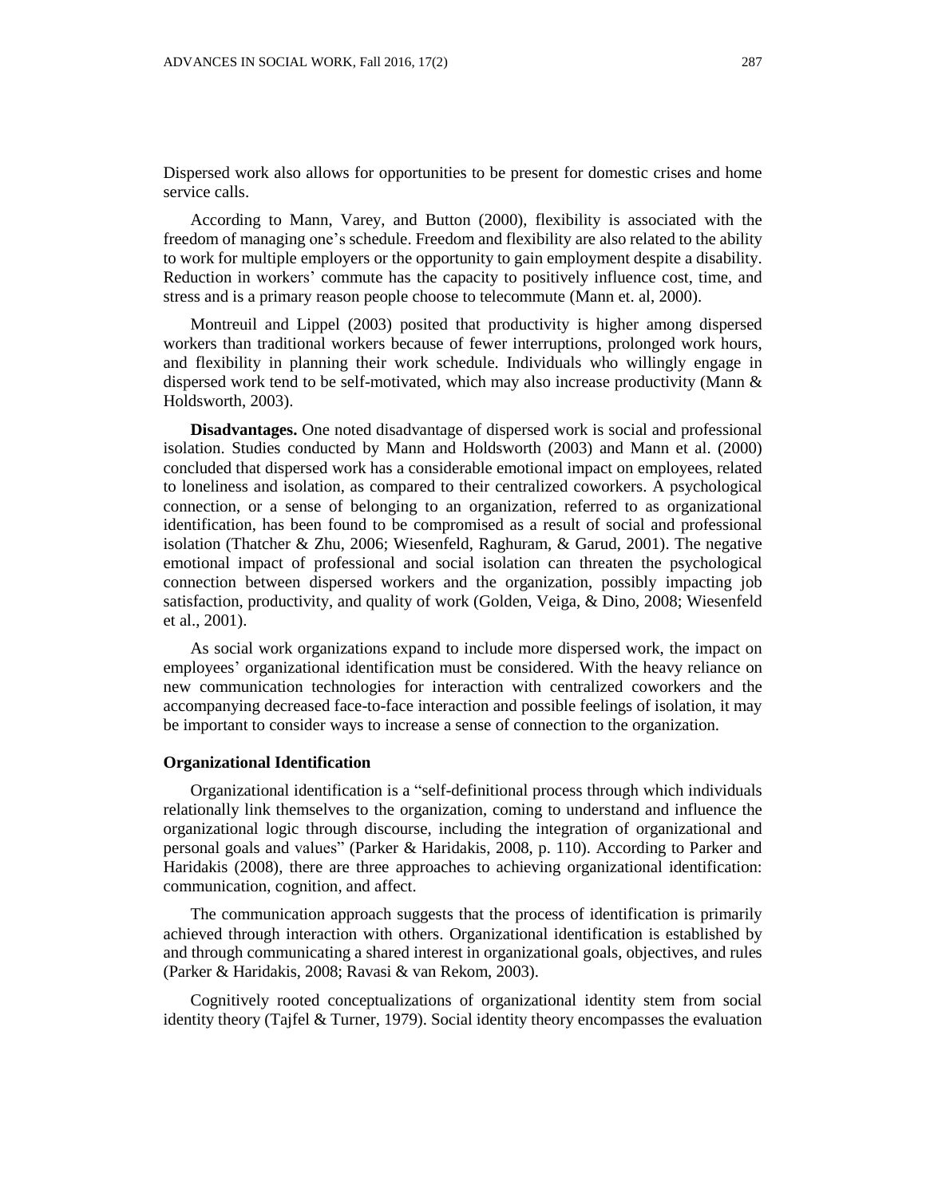Dispersed work also allows for opportunities to be present for domestic crises and home service calls.

According to Mann, Varey, and Button (2000), flexibility is associated with the freedom of managing one's schedule. Freedom and flexibility are also related to the ability to work for multiple employers or the opportunity to gain employment despite a disability. Reduction in workers' commute has the capacity to positively influence cost, time, and stress and is a primary reason people choose to telecommute (Mann et. al, 2000).

Montreuil and Lippel (2003) posited that productivity is higher among dispersed workers than traditional workers because of fewer interruptions, prolonged work hours, and flexibility in planning their work schedule. Individuals who willingly engage in dispersed work tend to be self-motivated, which may also increase productivity (Mann & Holdsworth, 2003).

**Disadvantages.** One noted disadvantage of dispersed work is social and professional isolation. Studies conducted by Mann and Holdsworth (2003) and Mann et al. (2000) concluded that dispersed work has a considerable emotional impact on employees, related to loneliness and isolation, as compared to their centralized coworkers. A psychological connection, or a sense of belonging to an organization, referred to as organizational identification, has been found to be compromised as a result of social and professional isolation (Thatcher & Zhu, 2006; Wiesenfeld, Raghuram, & Garud, 2001). The negative emotional impact of professional and social isolation can threaten the psychological connection between dispersed workers and the organization, possibly impacting job satisfaction, productivity, and quality of work (Golden, Veiga, & Dino, 2008; Wiesenfeld et al., 2001).

As social work organizations expand to include more dispersed work, the impact on employees' organizational identification must be considered. With the heavy reliance on new communication technologies for interaction with centralized coworkers and the accompanying decreased face-to-face interaction and possible feelings of isolation, it may be important to consider ways to increase a sense of connection to the organization.

## Organizational Identification

Organizational identification is a "self-definitional process through which individuals relationally link themselves to the organization, coming to understand and influence the organizational logic through discourse, including the integration of organizational and personal goals and values" (Parker & Haridakis, 2008, p. 110). According to Parker and Haridakis (2008), there are three approaches to achieving organizational identification: communication, cognition, and affect.

The communication approach suggests that the process of identification is primarily achieved through interaction with others. Organizational identification is established by and through communicating a shared interest in organizational goals, objectives, and rules (Parker & Haridakis, 2008; Ravasi & van Rekom, 2003).

Cognitively rooted conceptualizations of organizational identity stem from social identity theory (Tajfel & Turner, 1979). Social identity theory encompasses the evaluation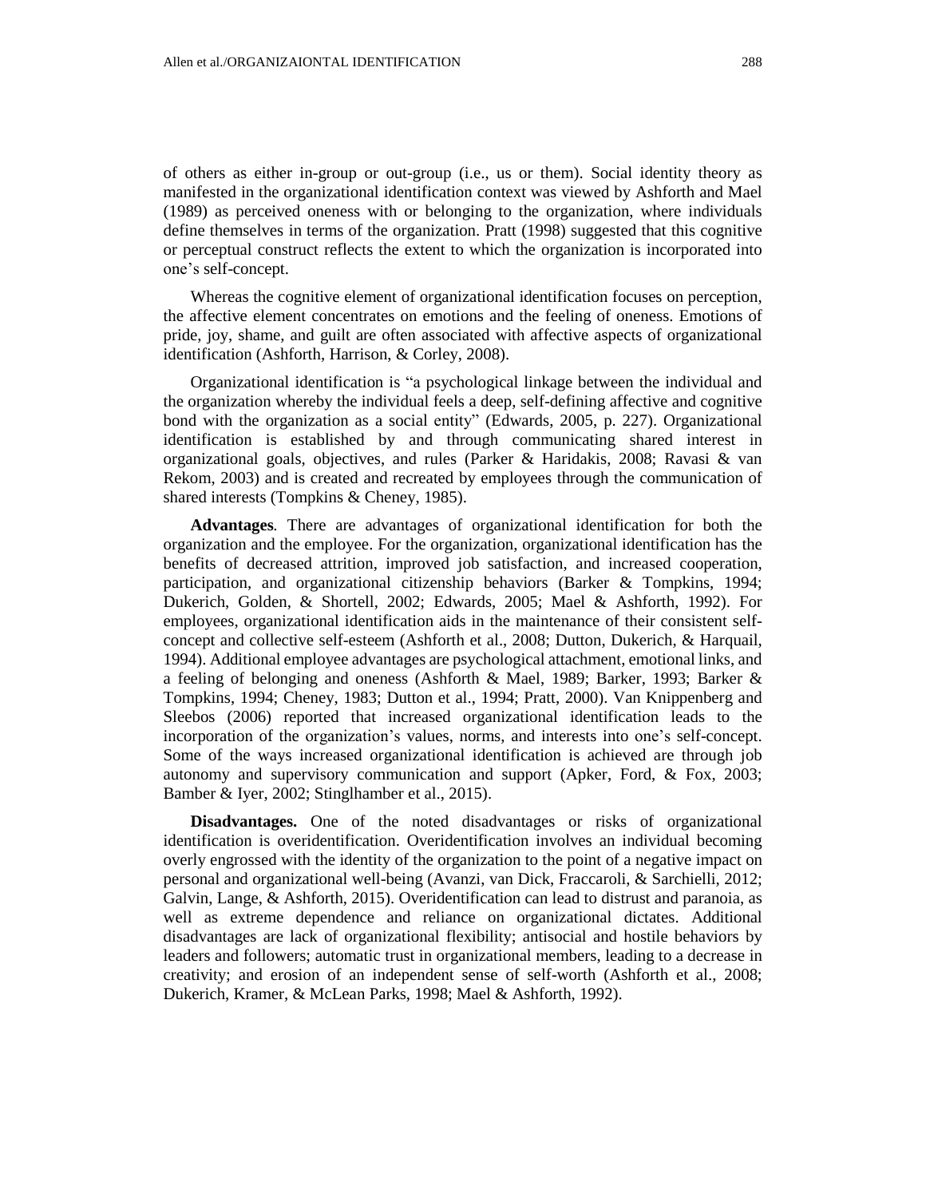of others as either in-group or out-group (i.e., us or them). Social identity theory as manifested in the organizational identification context was viewed by Ashforth and Mael (1989) as perceived oneness with or belonging to the organization, where individuals define themselves in terms of the organization. Pratt (1998) suggested that this cognitive or perceptual construct reflects the extent to which the organization is incorporated into one's self-concept.

Whereas the cognitive element of organizational identification focuses on perception, the affective element concentrates on emotions and the feeling of oneness. Emotions of pride, joy, shame, and guilt are often associated with affective aspects of organizational identification (Ashforth, Harrison, & Corley, 2008).

Organizational identification is "a psychological linkage between the individual and the organization whereby the individual feels a deep, self-defining affective and cognitive bond with the organization as a social entity" (Edwards, 2005, p. 227). Organizational identification is established by and through communicating shared interest in organizational goals, objectives, and rules (Parker & Haridakis, 2008; Ravasi & van Rekom, 2003) and is created and recreated by employees through the communication of shared interests (Tompkins & Cheney, 1985).

**Advantages**. There are advantages of organizational identification for both the organization and the employee. For the organization, organizational identification has the benefits of decreased attrition, improved job satisfaction, and increased cooperation, participation, and organizational citizenship behaviors (Barker & Tompkins, 1994; Dukerich, Golden, & Shortell, 2002; Edwards, 2005; Mael & Ashforth, 1992). For employees, organizational identification aids in the maintenance of their consistent self-concept and collective self-esteem (Ashforth et al., 2008; Dutton, Dukerich, & Harquail, 1994). Additional employee advantages are psychological attachment, emotional links, and a feeling of belonging and oneness (Ashforth & Mael, 1989; Barker, 1993; Barker & Tompkins, 1994; Cheney, 1983; Dutton et al., 1994; Pratt, 2000). Van Knippenberg and Sleebos (2006) reported that increased organizational identification leads to the incorporation of the organization's values, norms, and interests into one's self-concept. Some of the ways increased organizational identification is achieved are through job autonomy and supervisory communication and support (Apker, Ford, & Fox, 2003; Bamber & Iyer, 2002; Stinglhamber et al., 2015).

**Disadvantages.** One of the noted disadvantages or risks of organizational identification is overidentification. Overidentification involves an individual becoming overly engrossed with the identity of the organization to the point of a negative impact on personal and organizational well-being (Avanzi, van Dick, Fraccaroli, & Sarchielli, 2012; Galvin, Lange, & Ashforth, 2015). Overidentification can lead to distrust and paranoia, as well as extreme dependence and reliance on organizational dictates. Additional disadvantages are lack of organizational flexibility; antisocial and hostile behaviors by leaders and followers; automatic trust in organizational members, leading to a decrease in creativity; and erosion of an independent sense of self-worth (Ashforth et al., 2008; Dukerich, Kramer, & McLean Parks, 1998; Mael & Ashforth, 1992).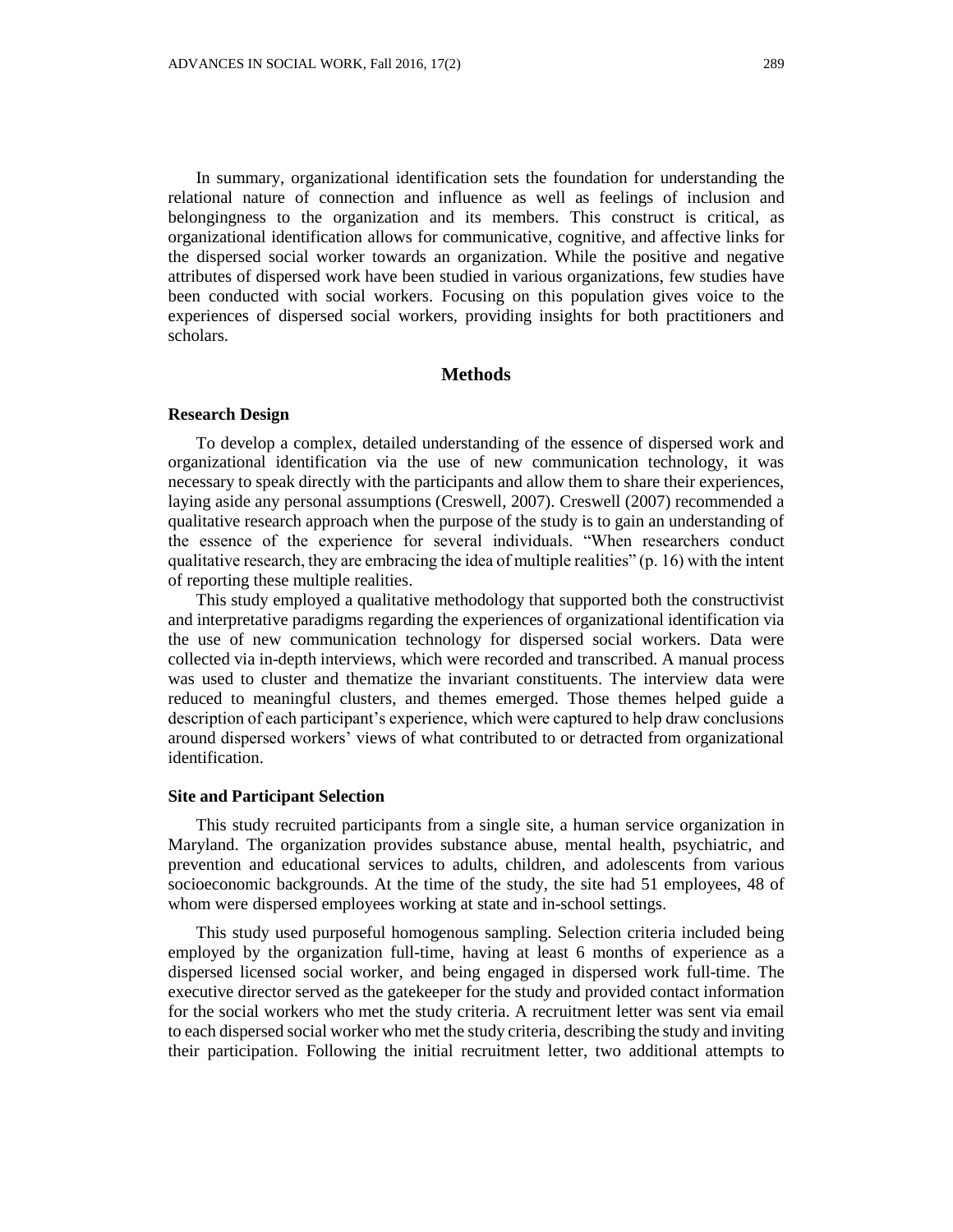In summary, organizational identification sets the foundation for understanding the relational nature of connection and influence as well as feelings of inclusion and belongingness to the organization and its members. This construct is critical, as organizational identification allows for communicative, cognitive, and affective links for the dispersed social worker towards an organization. While the positive and negative attributes of dispersed work have been studied in various organizations, few studies have been conducted with social workers. Focusing on this population gives voice to the experiences of dispersed social workers, providing insights for both practitioners and scholars.

## Methods

### Research Design

To develop a complex, detailed understanding of the essence of dispersed work and organizational identification via the use of new communication technology, it was necessary to speak directly with the participants and allow them to share their experiences, laying aside any personal assumptions (Creswell, 2007). Creswell (2007) recommended a qualitative research approach when the purpose of the study is to gain an understanding of the essence of the experience for several individuals. "When researchers conduct qualitative research, they are embracing the idea of multiple realities" (p. 16) with the intent of reporting these multiple realities.

This study employed a qualitative methodology that supported both the constructivist and interpretative paradigms regarding the experiences of organizational identification via the use of new communication technology for dispersed social workers. Data were collected via in-depth interviews, which were recorded and transcribed. A manual process was used to cluster and thematize the invariant constituents. The interview data were reduced to meaningful clusters, and themes emerged. Those themes helped guide a description of each participant's experience, which were captured to help draw conclusions around dispersed workers' views of what contributed to or detracted from organizational identification.

### Site and Participant Selection

This study recruited participants from a single site, a human service organization in Maryland. The organization provides substance abuse, mental health, psychiatric, and prevention and educational services to adults, children, and adolescents from various socioeconomic backgrounds. At the time of the study, the site had 51 employees, 48 of whom were dispersed employees working at state and in-school settings.

This study used purposeful homogenous sampling. Selection criteria included being employed by the organization full-time, having at least 6 months of experience as a dispersed licensed social worker, and being engaged in dispersed work full-time. The executive director served as the gatekeeper for the study and provided contact information for the social workers who met the study criteria. A recruitment letter was sent via email to each dispersed social worker who met the study criteria, describing the study and inviting their participation. Following the initial recruitment letter, two additional attempts to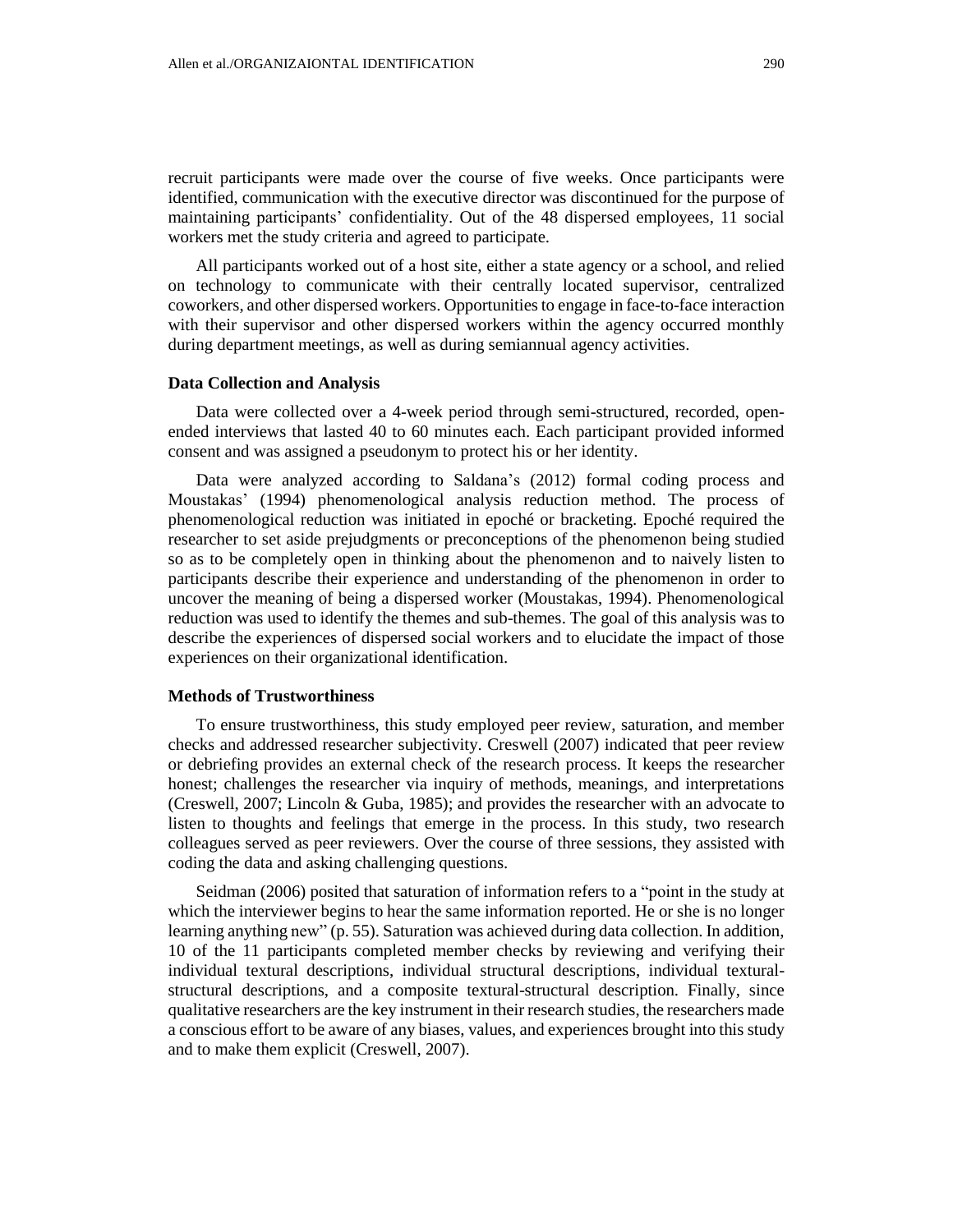recruit participants were made over the course of five weeks. Once participants were identified, communication with the executive director was discontinued for the purpose of maintaining participants' confidentiality. Out of the 48 dispersed employees, 11 social workers met the study criteria and agreed to participate.

All participants worked out of a host site, either a state agency or a school, and relied on technology to communicate with their centrally located supervisor, centralized coworkers, and other dispersed workers. Opportunities to engage in face-to-face interaction with their supervisor and other dispersed workers within the agency occurred monthly during department meetings, as well as during semiannual agency activities.

### Data Collection and Analysis

Data were collected over a 4-week period through semi-structured, recorded, open-ended interviews that lasted 40 to 60 minutes each. Each participant provided informed consent and was assigned a pseudonym to protect his or her identity.

Data were analyzed according to Saldana's (2012) formal coding process and Moustakas' (1994) phenomenological analysis reduction method. The process of phenomenological reduction was initiated in epoché or bracketing. Epoché required the researcher to set aside prejudgments or preconceptions of the phenomenon being studied so as to be completely open in thinking about the phenomenon and to naively listen to participants describe their experience and understanding of the phenomenon in order to uncover the meaning of being a dispersed worker (Moustakas, 1994). Phenomenological reduction was used to identify the themes and sub-themes. The goal of this analysis was to describe the experiences of dispersed social workers and to elucidate the impact of those experiences on their organizational identification.

### Methods of Trustworthiness

To ensure trustworthiness, this study employed peer review, saturation, and member checks and addressed researcher subjectivity. Creswell (2007) indicated that peer review or debriefing provides an external check of the research process. It keeps the researcher honest; challenges the researcher via inquiry of methods, meanings, and interpretations (Creswell, 2007; Lincoln & Guba, 1985); and provides the researcher with an advocate to listen to thoughts and feelings that emerge in the process. In this study, two research colleagues served as peer reviewers. Over the course of three sessions, they assisted with coding the data and asking challenging questions.

Seidman (2006) posited that saturation of information refers to a "point in the study at which the interviewer begins to hear the same information reported. He or she is no longer learning anything new" (p. 55). Saturation was achieved during data collection. In addition, 10 of the 11 participants completed member checks by reviewing and verifying their individual textural descriptions, individual structural descriptions, individual textural-structural descriptions, and a composite textural-structural description. Finally, since qualitative researchers are the key instrument in their research studies, the researchers made a conscious effort to be aware of any biases, values, and experiences brought into this study and to make them explicit (Creswell, 2007).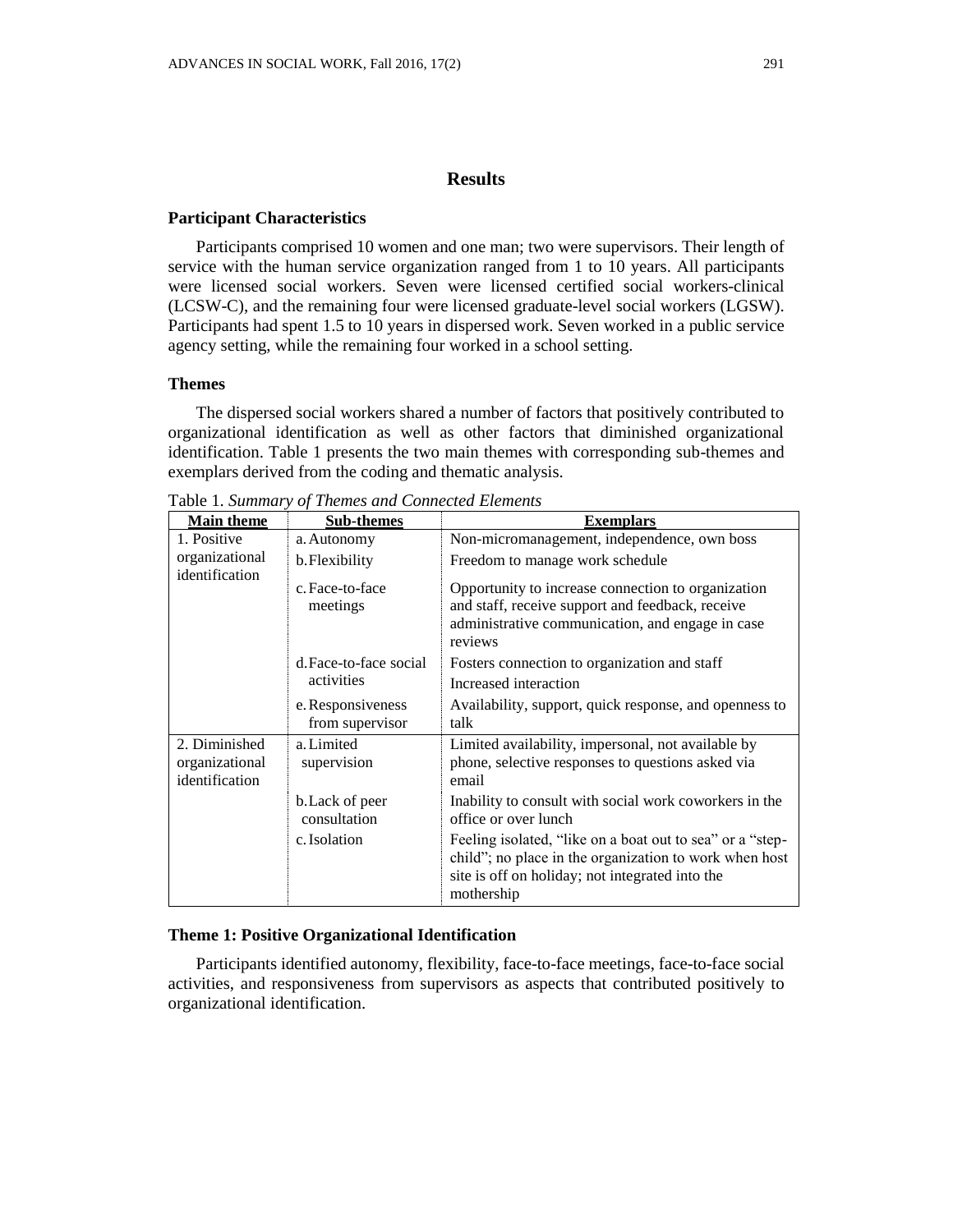## Results

### Participant Characteristics

Participants comprised 10 women and one man; two were supervisors. Their length of service with the human service organization ranged from 1 to 10 years. All participants were licensed social workers. Seven were licensed certified social workers-clinical (LCSW-C), and the remaining four were licensed graduate-level social workers (LGSW). Participants had spent 1.5 to 10 years in dispersed work. Seven worked in a public service agency setting, while the remaining four worked in a school setting.

### Themes

The dispersed social workers shared a number of factors that positively contributed to organizational identification as well as other factors that diminished organizational identification. Table 1 presents the two main themes with corresponding sub-themes and exemplars derived from the coding and thematic analysis.

Table 1. *Summary of Themes and Connected Elements*

| Main theme | Sub-themes | Exemplars |
|---|---|---|
| 1. Positive organizational identification | a. Autonomy | Non-micromanagement, independence, own boss |
| | b. Flexibility | Freedom to manage work schedule |
| | c. Face-to-face meetings | Opportunity to increase connection to organization and staff, receive support and feedback, receive administrative communication, and engage in case reviews |
| | d. Face-to-face social activities | Fosters connection to organization and staff<br>Increased interaction |
| | e. Responsiveness from supervisor | Availability, support, quick response, and openness to talk |
| 2. Diminished organizational identification | a. Limited supervision | Limited availability, impersonal, not available by phone, selective responses to questions asked via email |
| | b. Lack of peer consultation | Inability to consult with social work coworkers in the office or over lunch |
| | c. Isolation | Feeling isolated, "like on a boat out to sea" or a "step-child"; no place in the organization to work when host site is off on holiday; not integrated into the mothership |

### Theme 1: Positive Organizational Identification

Participants identified autonomy, flexibility, face-to-face meetings, face-to-face social activities, and responsiveness from supervisors as aspects that contributed positively to organizational identification.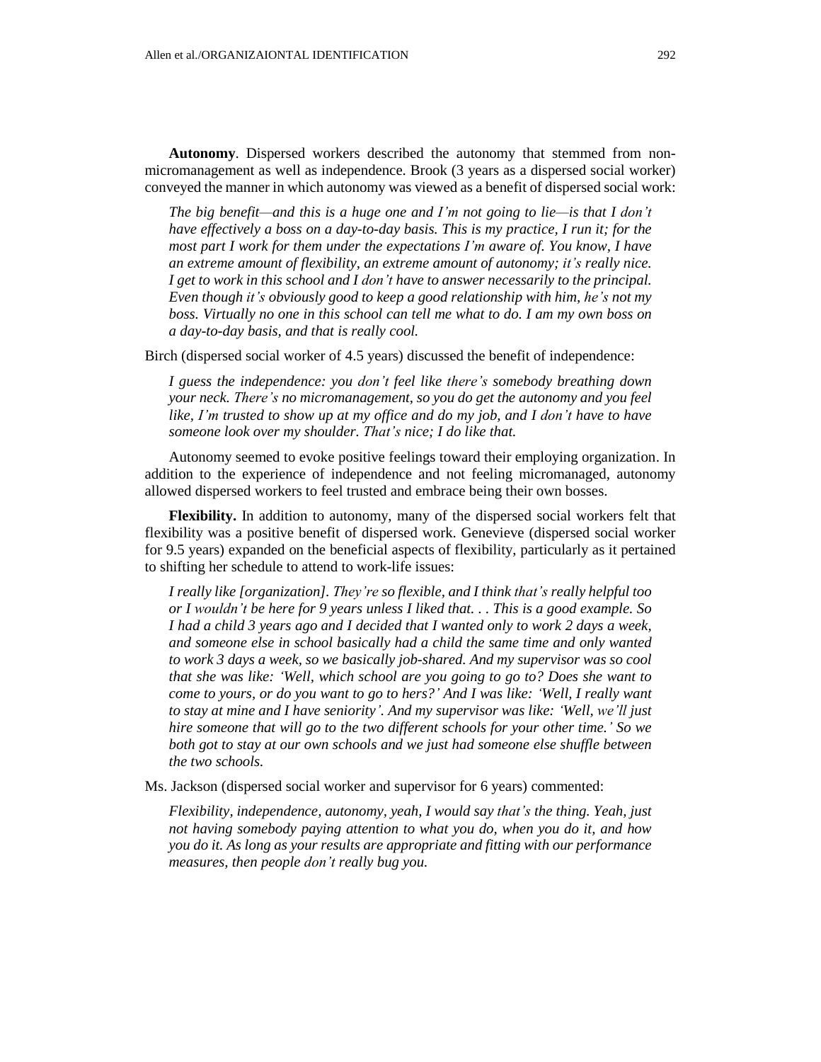**Autonomy**. Dispersed workers described the autonomy that stemmed from non-micromanagement as well as independence. Brook (3 years as a dispersed social worker) conveyed the manner in which autonomy was viewed as a benefit of dispersed social work:

> *The big benefit—and this is a huge one and I'm not going to lie—is that I don't have effectively a boss on a day-to-day basis. This is my practice, I run it; for the most part I work for them under the expectations I'm aware of. You know, I have an extreme amount of flexibility, an extreme amount of autonomy; it's really nice. I get to work in this school and I don't have to answer necessarily to the principal. Even though it's obviously good to keep a good relationship with him, he's not my boss. Virtually no one in this school can tell me what to do. I am my own boss on a day-to-day basis, and that is really cool.*

Birch (dispersed social worker of 4.5 years) discussed the benefit of independence:

> *I guess the independence: you don't feel like there's somebody breathing down your neck. There's no micromanagement, so you do get the autonomy and you feel like, I'm trusted to show up at my office and do my job, and I don't have to have someone look over my shoulder. That's nice; I do like that.*

Autonomy seemed to evoke positive feelings toward their employing organization. In addition to the experience of independence and not feeling micromanaged, autonomy allowed dispersed workers to feel trusted and embrace being their own bosses.

**Flexibility.** In addition to autonomy, many of the dispersed social workers felt that flexibility was a positive benefit of dispersed work. Genevieve (dispersed social worker for 9.5 years) expanded on the beneficial aspects of flexibility, particularly as it pertained to shifting her schedule to attend to work-life issues:

> *I really like [organization]. They're so flexible, and I think that's really helpful too or I wouldn't be here for 9 years unless I liked that. . . This is a good example. So I had a child 3 years ago and I decided that I wanted only to work 2 days a week, and someone else in school basically had a child the same time and only wanted to work 3 days a week, so we basically job-shared. And my supervisor was so cool that she was like: 'Well, which school are you going to go to? Does she want to come to yours, or do you want to go to hers?' And I was like: 'Well, I really want to stay at mine and I have seniority'. And my supervisor was like: 'Well, we'll just hire someone that will go to the two different schools for your other time.' So we both got to stay at our own schools and we just had someone else shuffle between the two schools.*

Ms. Jackson (dispersed social worker and supervisor for 6 years) commented:

> *Flexibility, independence, autonomy, yeah, I would say that's the thing. Yeah, just not having somebody paying attention to what you do, when you do it, and how you do it. As long as your results are appropriate and fitting with our performance measures, then people don't really bug you.*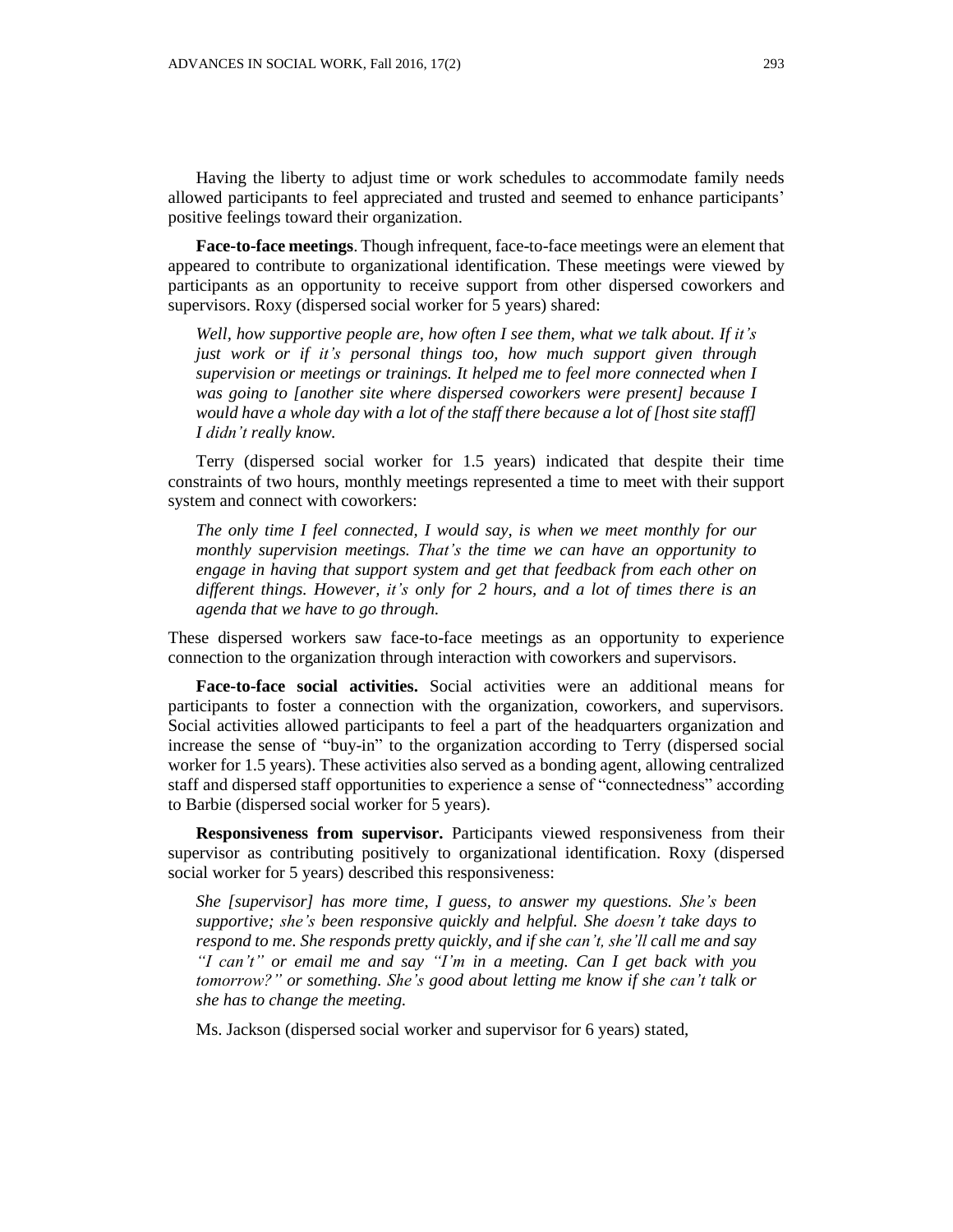Having the liberty to adjust time or work schedules to accommodate family needs allowed participants to feel appreciated and trusted and seemed to enhance participants' positive feelings toward their organization.

**Face-to-face meetings**. Though infrequent, face-to-face meetings were an element that appeared to contribute to organizational identification. These meetings were viewed by participants as an opportunity to receive support from other dispersed coworkers and supervisors. Roxy (dispersed social worker for 5 years) shared:

> *Well, how supportive people are, how often I see them, what we talk about. If it's just work or if it's personal things too, how much support given through supervision or meetings or trainings. It helped me to feel more connected when I was going to [another site where dispersed coworkers were present] because I would have a whole day with a lot of the staff there because a lot of [host site staff] I didn't really know.*

Terry (dispersed social worker for 1.5 years) indicated that despite their time constraints of two hours, monthly meetings represented a time to meet with their support system and connect with coworkers:

> *The only time I feel connected, I would say, is when we meet monthly for our monthly supervision meetings. That's the time we can have an opportunity to engage in having that support system and get that feedback from each other on different things. However, it's only for 2 hours, and a lot of times there is an agenda that we have to go through.*

These dispersed workers saw face-to-face meetings as an opportunity to experience connection to the organization through interaction with coworkers and supervisors.

**Face-to-face social activities.** Social activities were an additional means for participants to foster a connection with the organization, coworkers, and supervisors. Social activities allowed participants to feel a part of the headquarters organization and increase the sense of "buy-in" to the organization according to Terry (dispersed social worker for 1.5 years). These activities also served as a bonding agent, allowing centralized staff and dispersed staff opportunities to experience a sense of "connectedness" according to Barbie (dispersed social worker for 5 years).

**Responsiveness from supervisor.** Participants viewed responsiveness from their supervisor as contributing positively to organizational identification. Roxy (dispersed social worker for 5 years) described this responsiveness:

> *She [supervisor] has more time, I guess, to answer my questions. She's been supportive; she's been responsive quickly and helpful. She doesn't take days to respond to me. She responds pretty quickly, and if she can't, she'll call me and say "I can't" or email me and say "I'm in a meeting. Can I get back with you tomorrow?" or something. She's good about letting me know if she can't talk or she has to change the meeting.*

Ms. Jackson (dispersed social worker and supervisor for 6 years) stated,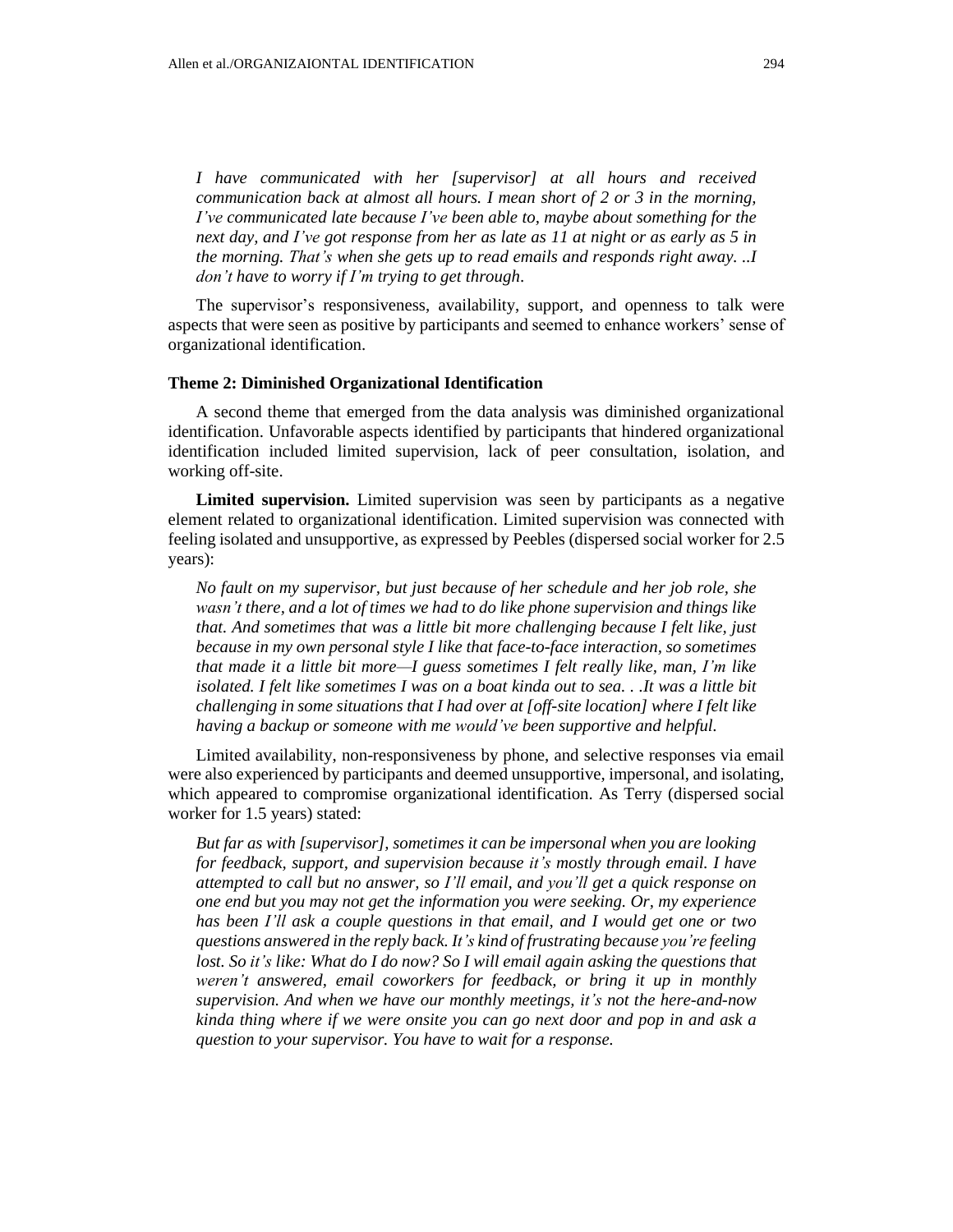*I have communicated with her [supervisor] at all hours and received communication back at almost all hours. I mean short of 2 or 3 in the morning, I've communicated late because I've been able to, maybe about something for the next day, and I've got response from her as late as 11 at night or as early as 5 in the morning. That's when she gets up to read emails and responds right away. ..I don't have to worry if I'm trying to get through.*

The supervisor's responsiveness, availability, support, and openness to talk were aspects that were seen as positive by participants and seemed to enhance workers' sense of organizational identification.

### Theme 2: Diminished Organizational Identification

A second theme that emerged from the data analysis was diminished organizational identification. Unfavorable aspects identified by participants that hindered organizational identification included limited supervision, lack of peer consultation, isolation, and working off-site.

**Limited supervision.** Limited supervision was seen by participants as a negative element related to organizational identification. Limited supervision was connected with feeling isolated and unsupportive, as expressed by Peebles (dispersed social worker for 2.5 years):

*No fault on my supervisor, but just because of her schedule and her job role, she wasn't there, and a lot of times we had to do like phone supervision and things like that. And sometimes that was a little bit more challenging because I felt like, just because in my own personal style I like that face-to-face interaction, so sometimes that made it a little bit more—I guess sometimes I felt really like, man, I'm like isolated. I felt like sometimes I was on a boat kinda out to sea. . .It was a little bit challenging in some situations that I had over at [off-site location] where I felt like having a backup or someone with me would've been supportive and helpful.*

Limited availability, non-responsiveness by phone, and selective responses via email were also experienced by participants and deemed unsupportive, impersonal, and isolating, which appeared to compromise organizational identification. As Terry (dispersed social worker for 1.5 years) stated:

*But far as with [supervisor], sometimes it can be impersonal when you are looking for feedback, support, and supervision because it's mostly through email. I have attempted to call but no answer, so I'll email, and you'll get a quick response on one end but you may not get the information you were seeking. Or, my experience has been I'll ask a couple questions in that email, and I would get one or two questions answered in the reply back. It's kind of frustrating because you're feeling lost. So it's like: What do I do now? So I will email again asking the questions that weren't answered, email coworkers for feedback, or bring it up in monthly supervision. And when we have our monthly meetings, it's not the here-and-now kinda thing where if we were onsite you can go next door and pop in and ask a question to your supervisor. You have to wait for a response.*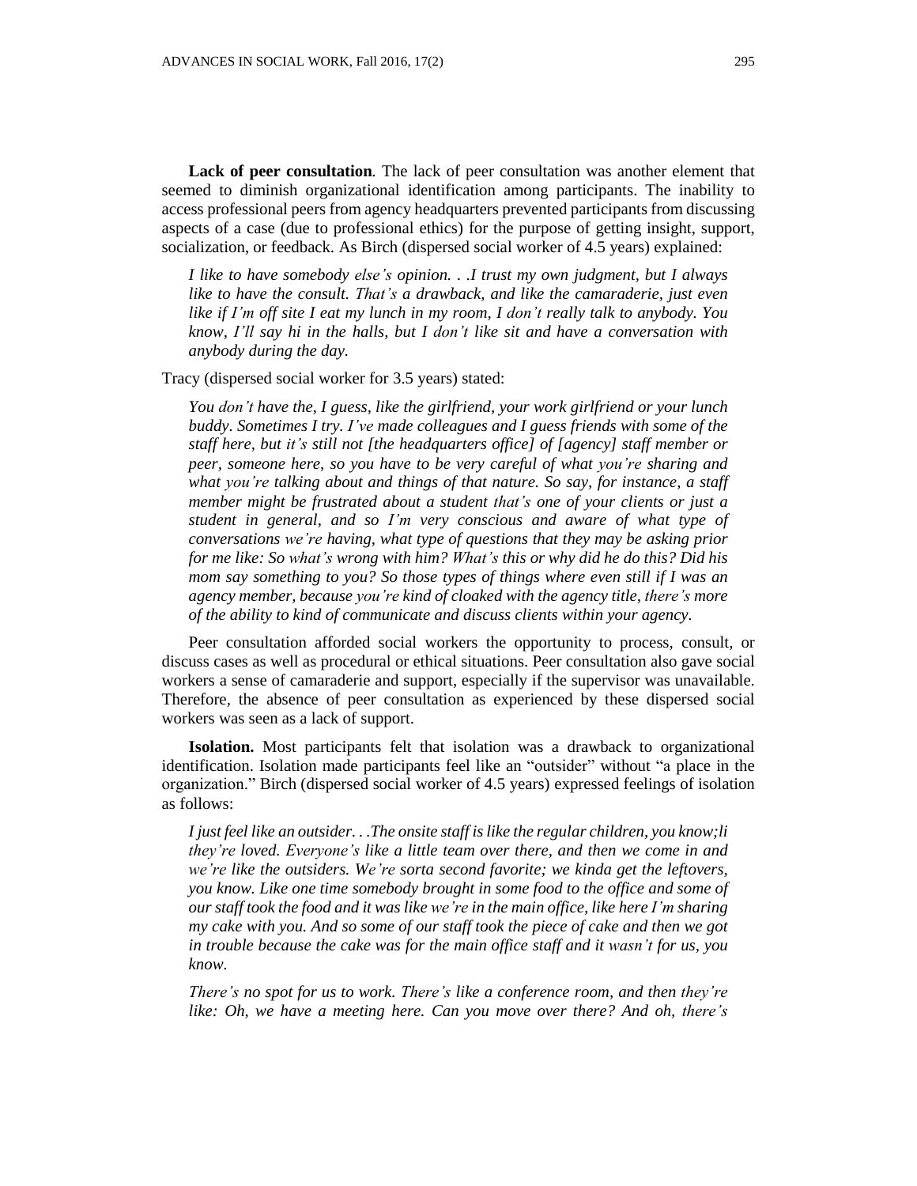**Lack of peer consultation**. The lack of peer consultation was another element that seemed to diminish organizational identification among participants. The inability to access professional peers from agency headquarters prevented participants from discussing aspects of a case (due to professional ethics) for the purpose of getting insight, support, socialization, or feedback. As Birch (dispersed social worker of 4.5 years) explained:

> *I like to have somebody else's opinion. . .I trust my own judgment, but I always like to have the consult. That's a drawback, and like the camaraderie, just even like if I'm off site I eat my lunch in my room, I don't really talk to anybody. You know, I'll say hi in the halls, but I don't like sit and have a conversation with anybody during the day.*

Tracy (dispersed social worker for 3.5 years) stated:

> *You don't have the, I guess, like the girlfriend, your work girlfriend or your lunch buddy. Sometimes I try. I've made colleagues and I guess friends with some of the staff here, but it's still not [the headquarters office] of [agency] staff member or peer, someone here, so you have to be very careful of what you're sharing and what you're talking about and things of that nature. So say, for instance, a staff member might be frustrated about a student that's one of your clients or just a student in general, and so I'm very conscious and aware of what type of conversations we're having, what type of questions that they may be asking prior for me like: So what's wrong with him? What's this or why did he do this? Did his mom say something to you? So those types of things where even still if I was an agency member, because you're kind of cloaked with the agency title, there's more of the ability to kind of communicate and discuss clients within your agency.*

Peer consultation afforded social workers the opportunity to process, consult, or discuss cases as well as procedural or ethical situations. Peer consultation also gave social workers a sense of camaraderie and support, especially if the supervisor was unavailable. Therefore, the absence of peer consultation as experienced by these dispersed social workers was seen as a lack of support.

**Isolation.** Most participants felt that isolation was a drawback to organizational identification. Isolation made participants feel like an "outsider" without "a place in the organization." Birch (dispersed social worker of 4.5 years) expressed feelings of isolation as follows:

> *I just feel like an outsider. . .The onsite staff is like the regular children, you know;li they're loved. Everyone's like a little team over there, and then we come in and we're like the outsiders. We're sorta second favorite; we kinda get the leftovers, you know. Like one time somebody brought in some food to the office and some of our staff took the food and it was like we're in the main office, like here I'm sharing my cake with you. And so some of our staff took the piece of cake and then we got in trouble because the cake was for the main office staff and it wasn't for us, you know.*
>
> *There's no spot for us to work. There's like a conference room, and then they're like: Oh, we have a meeting here. Can you move over there? And oh, there's*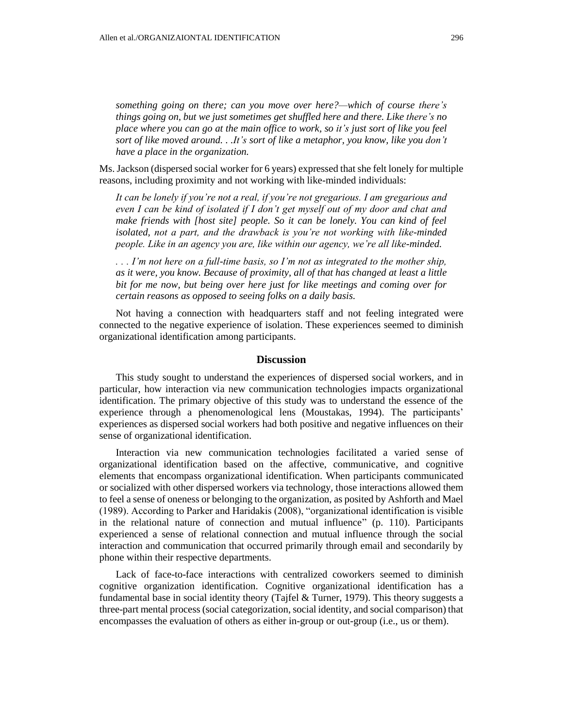> *something going on there; can you move over here?—which of course there's things going on, but we just sometimes get shuffled here and there. Like there's no place where you can go at the main office to work, so it's just sort of like you feel sort of like moved around. . .It's sort of like a metaphor, you know, like you don't have a place in the organization.*

Ms. Jackson (dispersed social worker for 6 years) expressed that she felt lonely for multiple reasons, including proximity and not working with like-minded individuals:

> *It can be lonely if you're not a real, if you're not gregarious. I am gregarious and even I can be kind of isolated if I don't get myself out of my door and chat and make friends with [host site] people. So it can be lonely. You can kind of feel isolated, not a part, and the drawback is you're not working with like-minded people. Like in an agency you are, like within our agency, we're all like-minded.*
>
> *. . . I'm not here on a full-time basis, so I'm not as integrated to the mother ship, as it were, you know. Because of proximity, all of that has changed at least a little bit for me now, but being over here just for like meetings and coming over for certain reasons as opposed to seeing folks on a daily basis.*

Not having a connection with headquarters staff and not feeling integrated were connected to the negative experience of isolation. These experiences seemed to diminish organizational identification among participants.

## Discussion

This study sought to understand the experiences of dispersed social workers, and in particular, how interaction via new communication technologies impacts organizational identification. The primary objective of this study was to understand the essence of the experience through a phenomenological lens (Moustakas, 1994). The participants' experiences as dispersed social workers had both positive and negative influences on their sense of organizational identification.

Interaction via new communication technologies facilitated a varied sense of organizational identification based on the affective, communicative, and cognitive elements that encompass organizational identification. When participants communicated or socialized with other dispersed workers via technology, those interactions allowed them to feel a sense of oneness or belonging to the organization, as posited by Ashforth and Mael (1989). According to Parker and Haridakis (2008), "organizational identification is visible in the relational nature of connection and mutual influence" (p. 110). Participants experienced a sense of relational connection and mutual influence through the social interaction and communication that occurred primarily through email and secondarily by phone within their respective departments.

Lack of face-to-face interactions with centralized coworkers seemed to diminish cognitive organization identification. Cognitive organizational identification has a fundamental base in social identity theory (Tajfel & Turner, 1979). This theory suggests a three-part mental process (social categorization, social identity, and social comparison) that encompasses the evaluation of others as either in-group or out-group (i.e., us or them).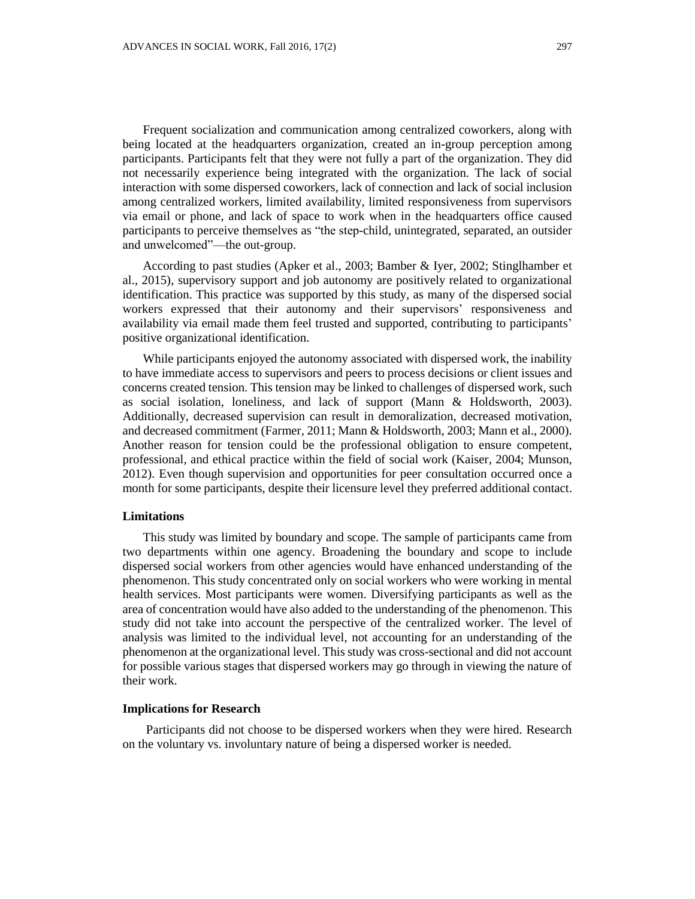Frequent socialization and communication among centralized coworkers, along with being located at the headquarters organization, created an in-group perception among participants. Participants felt that they were not fully a part of the organization. They did not necessarily experience being integrated with the organization. The lack of social interaction with some dispersed coworkers, lack of connection and lack of social inclusion among centralized workers, limited availability, limited responsiveness from supervisors via email or phone, and lack of space to work when in the headquarters office caused participants to perceive themselves as "the step-child, unintegrated, separated, an outsider and unwelcomed"—the out-group.

According to past studies (Apker et al., 2003; Bamber & Iyer, 2002; Stinglhamber et al., 2015), supervisory support and job autonomy are positively related to organizational identification. This practice was supported by this study, as many of the dispersed social workers expressed that their autonomy and their supervisors' responsiveness and availability via email made them feel trusted and supported, contributing to participants' positive organizational identification.

While participants enjoyed the autonomy associated with dispersed work, the inability to have immediate access to supervisors and peers to process decisions or client issues and concerns created tension. This tension may be linked to challenges of dispersed work, such as social isolation, loneliness, and lack of support (Mann & Holdsworth, 2003). Additionally, decreased supervision can result in demoralization, decreased motivation, and decreased commitment (Farmer, 2011; Mann & Holdsworth, 2003; Mann et al., 2000). Another reason for tension could be the professional obligation to ensure competent, professional, and ethical practice within the field of social work (Kaiser, 2004; Munson, 2012). Even though supervision and opportunities for peer consultation occurred once a month for some participants, despite their licensure level they preferred additional contact.

### Limitations

This study was limited by boundary and scope. The sample of participants came from two departments within one agency. Broadening the boundary and scope to include dispersed social workers from other agencies would have enhanced understanding of the phenomenon. This study concentrated only on social workers who were working in mental health services. Most participants were women. Diversifying participants as well as the area of concentration would have also added to the understanding of the phenomenon. This study did not take into account the perspective of the centralized worker. The level of analysis was limited to the individual level, not accounting for an understanding of the phenomenon at the organizational level. This study was cross-sectional and did not account for possible various stages that dispersed workers may go through in viewing the nature of their work.

### Implications for Research

Participants did not choose to be dispersed workers when they were hired. Research on the voluntary vs. involuntary nature of being a dispersed worker is needed.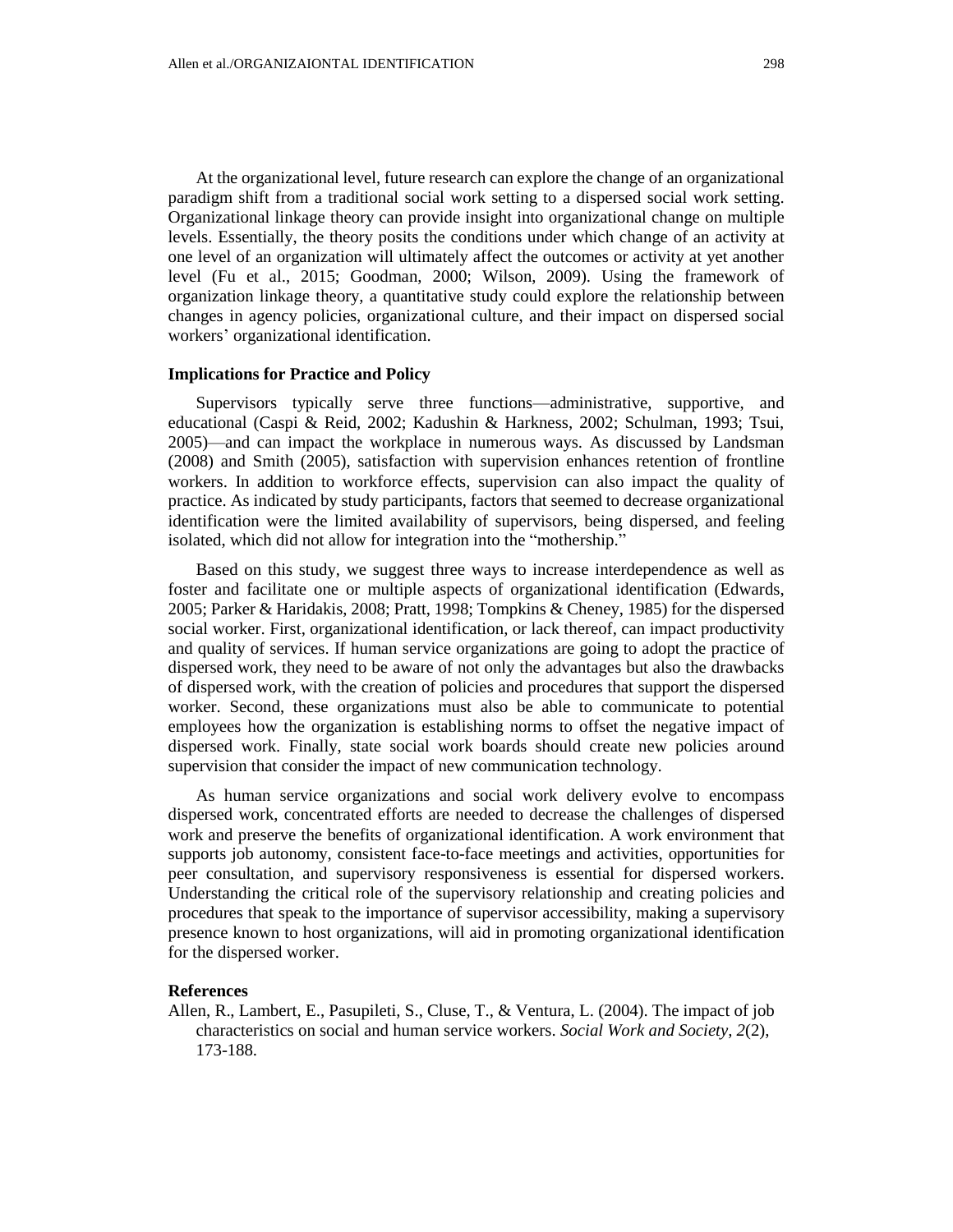At the organizational level, future research can explore the change of an organizational paradigm shift from a traditional social work setting to a dispersed social work setting. Organizational linkage theory can provide insight into organizational change on multiple levels. Essentially, the theory posits the conditions under which change of an activity at one level of an organization will ultimately affect the outcomes or activity at yet another level (Fu et al., 2015; Goodman, 2000; Wilson, 2009). Using the framework of organization linkage theory, a quantitative study could explore the relationship between changes in agency policies, organizational culture, and their impact on dispersed social workers' organizational identification.

**Implications for Practice and Policy**

Supervisors typically serve three functions—administrative, supportive, and educational (Caspi & Reid, 2002; Kadushin & Harkness, 2002; Schulman, 1993; Tsui, 2005)—and can impact the workplace in numerous ways. As discussed by Landsman (2008) and Smith (2005), satisfaction with supervision enhances retention of frontline workers. In addition to workforce effects, supervision can also impact the quality of practice. As indicated by study participants, factors that seemed to decrease organizational identification were the limited availability of supervisors, being dispersed, and feeling isolated, which did not allow for integration into the "mothership."

Based on this study, we suggest three ways to increase interdependence as well as foster and facilitate one or multiple aspects of organizational identification (Edwards, 2005; Parker & Haridakis, 2008; Pratt, 1998; Tompkins & Cheney, 1985) for the dispersed social worker. First, organizational identification, or lack thereof, can impact productivity and quality of services. If human service organizations are going to adopt the practice of dispersed work, they need to be aware of not only the advantages but also the drawbacks of dispersed work, with the creation of policies and procedures that support the dispersed worker. Second, these organizations must also be able to communicate to potential employees how the organization is establishing norms to offset the negative impact of dispersed work. Finally, state social work boards should create new policies around supervision that consider the impact of new communication technology.

As human service organizations and social work delivery evolve to encompass dispersed work, concentrated efforts are needed to decrease the challenges of dispersed work and preserve the benefits of organizational identification. A work environment that supports job autonomy, consistent face-to-face meetings and activities, opportunities for peer consultation, and supervisory responsiveness is essential for dispersed workers. Understanding the critical role of the supervisory relationship and creating policies and procedures that speak to the importance of supervisor accessibility, making a supervisory presence known to host organizations, will aid in promoting organizational identification for the dispersed worker.

**References**

Allen, R., Lambert, E., Pasupileti, S., Cluse, T., & Ventura, L. (2004). The impact of job characteristics on social and human service workers. *Social Work and Society, 2*(2), 173-188.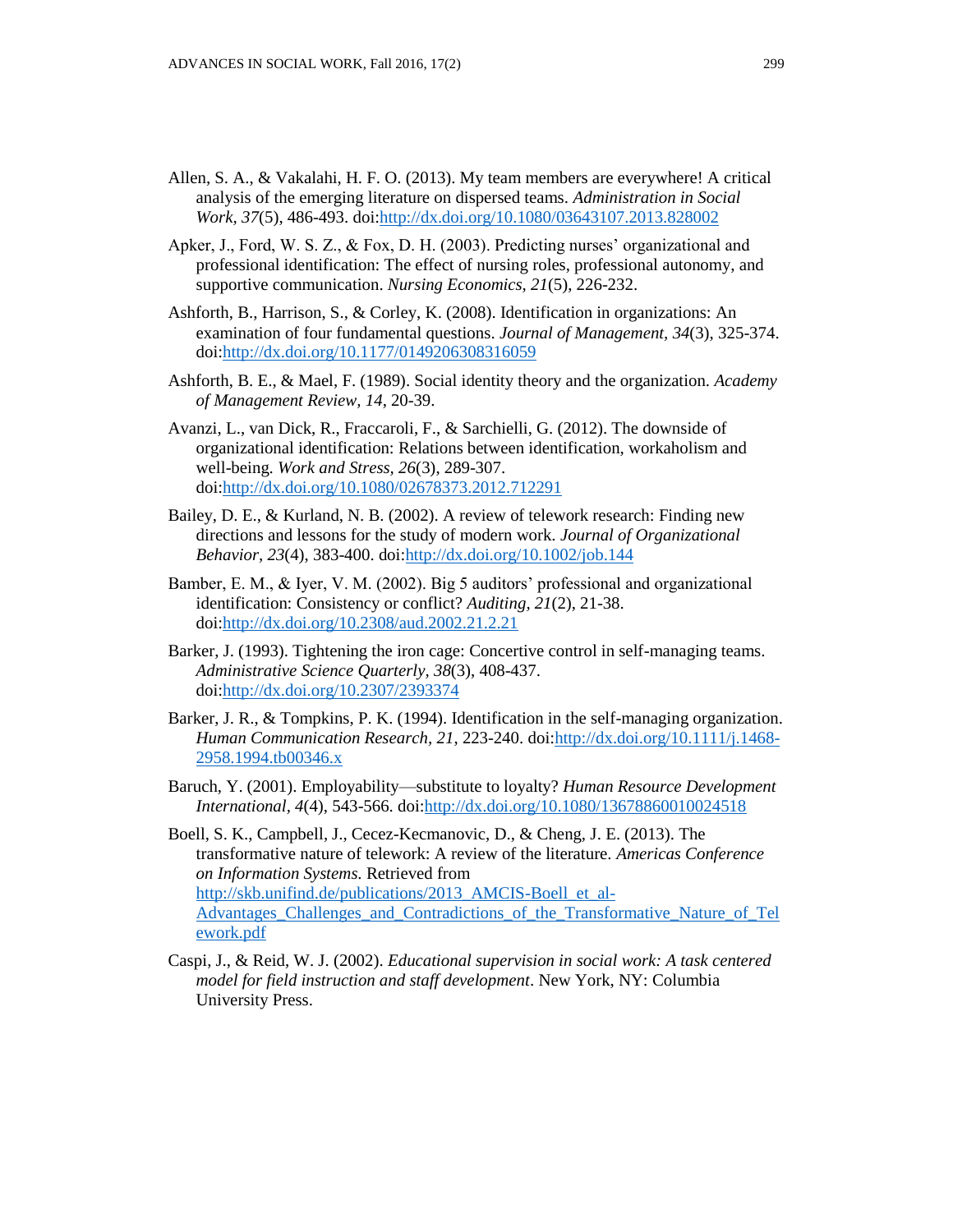Allen, S. A., & Vakalahi, H. F. O. (2013). My team members are everywhere! A critical analysis of the emerging literature on dispersed teams. *Administration in Social Work, 37*(5), 486-493. doi:http://dx.doi.org/10.1080/03643107.2013.828002

Apker, J., Ford, W. S. Z., & Fox, D. H. (2003). Predicting nurses' organizational and professional identification: The effect of nursing roles, professional autonomy, and supportive communication. *Nursing Economics, 21*(5), 226-232.

Ashforth, B., Harrison, S., & Corley, K. (2008). Identification in organizations: An examination of four fundamental questions. *Journal of Management, 34*(3), 325-374. doi:http://dx.doi.org/10.1177/0149206308316059

Ashforth, B. E., & Mael, F. (1989). Social identity theory and the organization. *Academy of Management Review, 14*, 20-39.

Avanzi, L., van Dick, R., Fraccaroli, F., & Sarchielli, G. (2012). The downside of organizational identification: Relations between identification, workaholism and well-being. *Work and Stress, 26*(3), 289-307. doi:http://dx.doi.org/10.1080/02678373.2012.712291

Bailey, D. E., & Kurland, N. B. (2002). A review of telework research: Finding new directions and lessons for the study of modern work. *Journal of Organizational Behavior, 23*(4), 383-400. doi:http://dx.doi.org/10.1002/job.144

Bamber, E. M., & Iyer, V. M. (2002). Big 5 auditors' professional and organizational identification: Consistency or conflict? *Auditing, 21*(2), 21-38. doi:http://dx.doi.org/10.2308/aud.2002.21.2.21

Barker, J. (1993). Tightening the iron cage: Concertive control in self-managing teams. *Administrative Science Quarterly, 38*(3), 408-437. doi:http://dx.doi.org/10.2307/2393374

Barker, J. R., & Tompkins, P. K. (1994). Identification in the self-managing organization. *Human Communication Research, 21*, 223-240. doi:http://dx.doi.org/10.1111/j.1468-2958.1994.tb00346.x

Baruch, Y. (2001). Employability—substitute to loyalty? *Human Resource Development International, 4*(4), 543-566. doi:http://dx.doi.org/10.1080/13678860010024518

Boell, S. K., Campbell, J., Cecez-Kecmanovic, D., & Cheng, J. E. (2013). The transformative nature of telework: A review of the literature. *Americas Conference on Information Systems.* Retrieved from http://skb.unifind.de/publications/2013_AMCIS-Boell_et_al-Advantages_Challenges_and_Contradictions_of_the_Transformative_Nature_of_Telework.pdf

Caspi, J., & Reid, W. J. (2002). *Educational supervision in social work: A task centered model for field instruction and staff development*. New York, NY: Columbia University Press.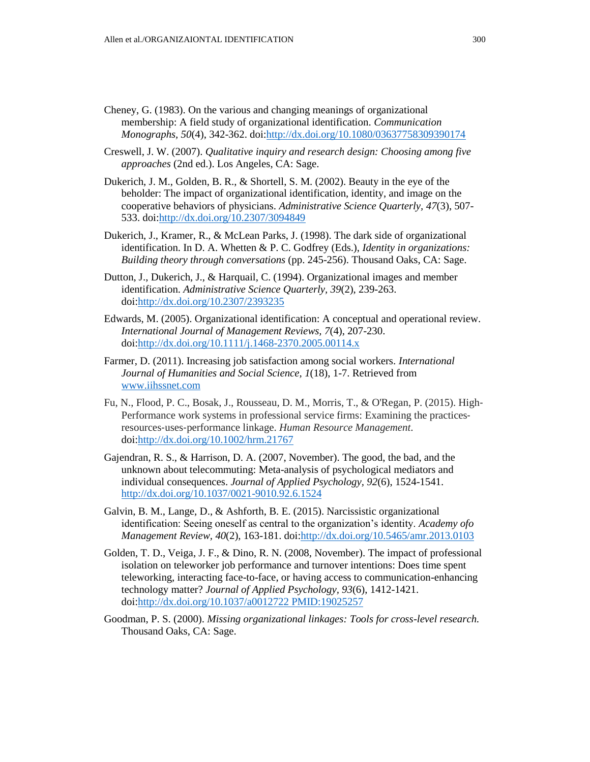Cheney, G. (1983). On the various and changing meanings of organizational membership: A field study of organizational identification. *Communication Monographs, 50*(4), 342-362. doi:http://dx.doi.org/10.1080/03637758309390174

Creswell, J. W. (2007). *Qualitative inquiry and research design: Choosing among five approaches* (2nd ed.). Los Angeles, CA: Sage.

Dukerich, J. M., Golden, B. R., & Shortell, S. M. (2002). Beauty in the eye of the beholder: The impact of organizational identification, identity, and image on the cooperative behaviors of physicians. *Administrative Science Quarterly, 47*(3), 507-533. doi:http://dx.doi.org/10.2307/3094849

Dukerich, J., Kramer, R., & McLean Parks, J. (1998). The dark side of organizational identification. In D. A. Whetten & P. C. Godfrey (Eds.), *Identity in organizations: Building theory through conversations* (pp. 245-256). Thousand Oaks, CA: Sage.

Dutton, J., Dukerich, J., & Harquail, C. (1994). Organizational images and member identification. *Administrative Science Quarterly, 39*(2), 239-263. doi:http://dx.doi.org/10.2307/2393235

Edwards, M. (2005). Organizational identification: A conceptual and operational review. *International Journal of Management Reviews, 7*(4), 207-230. doi:http://dx.doi.org/10.1111/j.1468-2370.2005.00114.x

Farmer, D. (2011). Increasing job satisfaction among social workers. *International Journal of Humanities and Social Science, 1*(18), 1-7. Retrieved from www.iihssnet.com

Fu, N., Flood, P. C., Bosak, J., Rousseau, D. M., Morris, T., & O'Regan, P. (2015). High-Performance work systems in professional service firms: Examining the practices-resources-uses-performance linkage. *Human Resource Management*. doi:http://dx.doi.org/10.1002/hrm.21767

Gajendran, R. S., & Harrison, D. A. (2007, November). The good, the bad, and the unknown about telecommuting: Meta-analysis of psychological mediators and individual consequences. *Journal of Applied Psychology, 92*(6), 1524-1541. http://dx.doi.org/10.1037/0021-9010.92.6.1524

Galvin, B. M., Lange, D., & Ashforth, B. E. (2015). Narcissistic organizational identification: Seeing oneself as central to the organization's identity. *Academy ofo Management Review, 40*(2), 163-181. doi:http://dx.doi.org/10.5465/amr.2013.0103

Golden, T. D., Veiga, J. F., & Dino, R. N. (2008, November). The impact of professional isolation on teleworker job performance and turnover intentions: Does time spent teleworking, interacting face-to-face, or having access to communication-enhancing technology matter? *Journal of Applied Psychology, 93*(6), 1412-1421. doi:http://dx.doi.org/10.1037/a0012722 PMID:19025257

Goodman, P. S. (2000). *Missing organizational linkages: Tools for cross-level research.* Thousand Oaks, CA: Sage.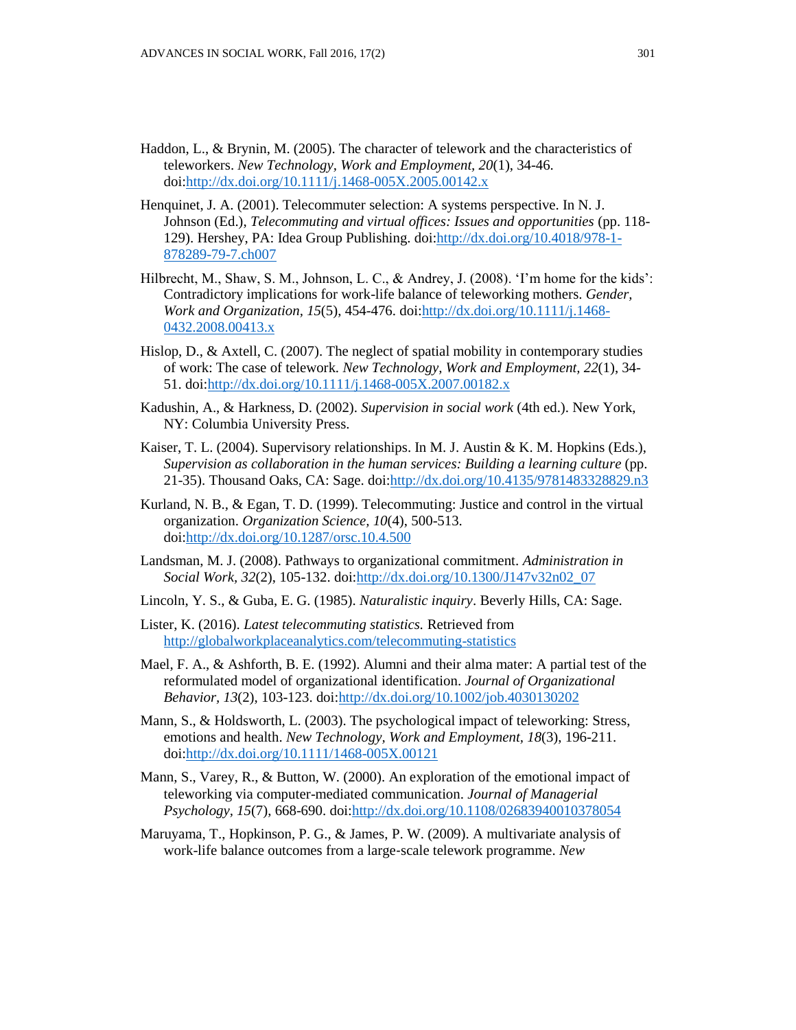Haddon, L., & Brynin, M. (2005). The character of telework and the characteristics of teleworkers. *New Technology, Work and Employment, 20*(1), 34-46. doi:http://dx.doi.org/10.1111/j.1468-005X.2005.00142.x

Henquinet, J. A. (2001). Telecommuter selection: A systems perspective. In N. J. Johnson (Ed.), *Telecommuting and virtual offices: Issues and opportunities* (pp. 118-129). Hershey, PA: Idea Group Publishing. doi:http://dx.doi.org/10.4018/978-1-878289-79-7.ch007

Hilbrecht, M., Shaw, S. M., Johnson, L. C., & Andrey, J. (2008). 'I'm home for the kids': Contradictory implications for work-life balance of teleworking mothers. *Gender, Work and Organization, 15*(5), 454-476. doi:http://dx.doi.org/10.1111/j.1468-0432.2008.00413.x

Hislop, D., & Axtell, C. (2007). The neglect of spatial mobility in contemporary studies of work: The case of telework. *New Technology, Work and Employment, 22*(1), 34-51. doi:http://dx.doi.org/10.1111/j.1468-005X.2007.00182.x

Kadushin, A., & Harkness, D. (2002). *Supervision in social work* (4th ed.). New York, NY: Columbia University Press.

Kaiser, T. L. (2004). Supervisory relationships. In M. J. Austin & K. M. Hopkins (Eds.), *Supervision as collaboration in the human services: Building a learning culture* (pp. 21-35). Thousand Oaks, CA: Sage. doi:http://dx.doi.org/10.4135/9781483328829.n3

Kurland, N. B., & Egan, T. D. (1999). Telecommuting: Justice and control in the virtual organization. *Organization Science, 10*(4), 500-513. doi:http://dx.doi.org/10.1287/orsc.10.4.500

Landsman, M. J. (2008). Pathways to organizational commitment. *Administration in Social Work, 32*(2), 105-132. doi:http://dx.doi.org/10.1300/J147v32n02_07

Lincoln, Y. S., & Guba, E. G. (1985). *Naturalistic inquiry*. Beverly Hills, CA: Sage.

Lister, K. (2016). *Latest telecommuting statistics.* Retrieved from http://globalworkplaceanalytics.com/telecommuting-statistics

Mael, F. A., & Ashforth, B. E. (1992). Alumni and their alma mater: A partial test of the reformulated model of organizational identification. *Journal of Organizational Behavior, 13*(2), 103-123. doi:http://dx.doi.org/10.1002/job.4030130202

Mann, S., & Holdsworth, L. (2003). The psychological impact of teleworking: Stress, emotions and health. *New Technology, Work and Employment, 18*(3), 196-211. doi:http://dx.doi.org/10.1111/1468-005X.00121

Mann, S., Varey, R., & Button, W. (2000). An exploration of the emotional impact of teleworking via computer-mediated communication. *Journal of Managerial Psychology, 15*(7), 668-690. doi:http://dx.doi.org/10.1108/02683940010378054

Maruyama, T., Hopkinson, P. G., & James, P. W. (2009). A multivariate analysis of work-life balance outcomes from a large-scale telework programme. *New*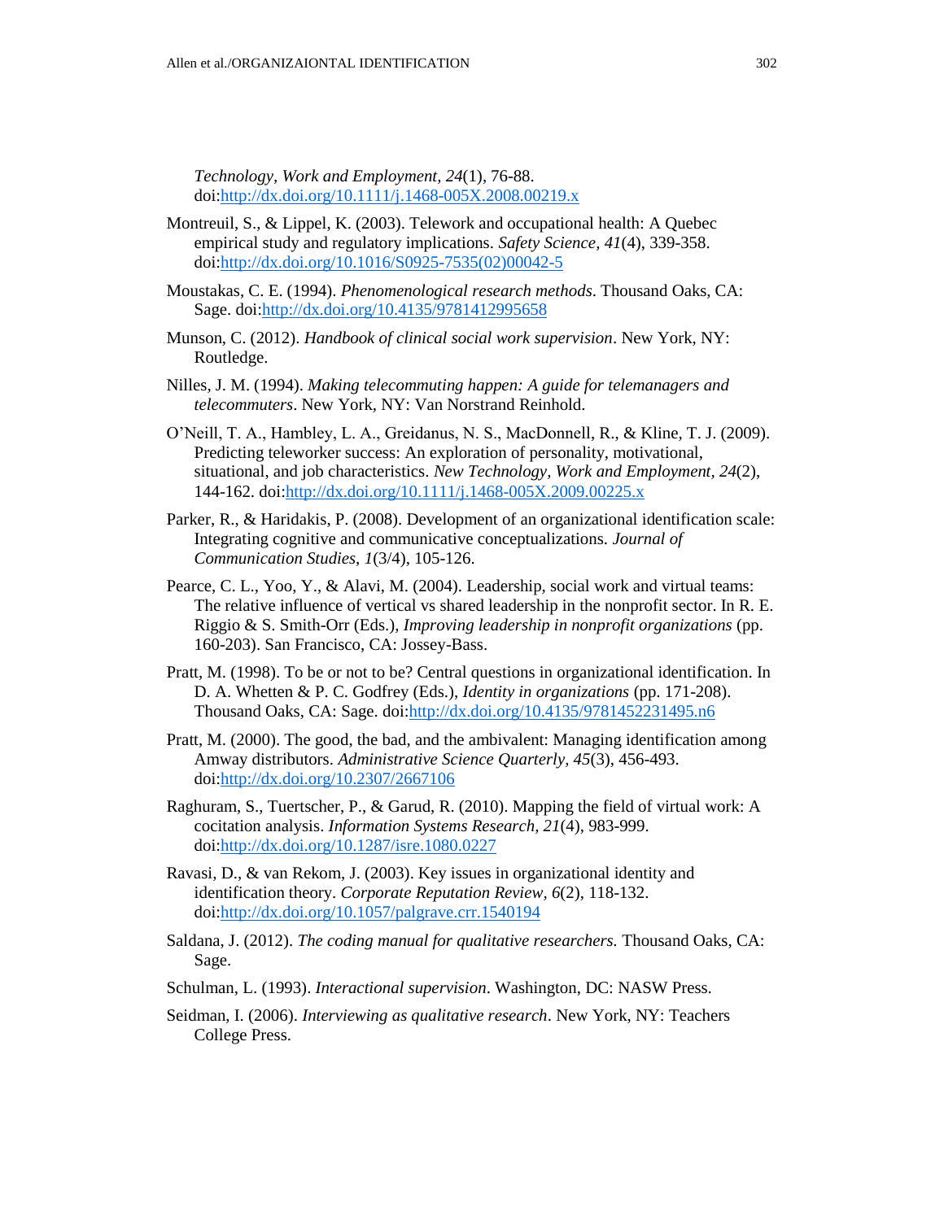*Technology, Work and Employment, 24*(1), 76-88. doi:http://dx.doi.org/10.1111/j.1468-005X.2008.00219.x

Montreuil, S., & Lippel, K. (2003). Telework and occupational health: A Quebec empirical study and regulatory implications. *Safety Science, 41*(4), 339-358. doi:http://dx.doi.org/10.1016/S0925-7535(02)00042-5

Moustakas, C. E. (1994). *Phenomenological research methods*. Thousand Oaks, CA: Sage. doi:http://dx.doi.org/10.4135/9781412995658

Munson, C. (2012). *Handbook of clinical social work supervision*. New York, NY: Routledge.

Nilles, J. M. (1994). *Making telecommuting happen: A guide for telemanagers and telecommuters*. New York, NY: Van Norstrand Reinhold.

O'Neill, T. A., Hambley, L. A., Greidanus, N. S., MacDonnell, R., & Kline, T. J. (2009). Predicting teleworker success: An exploration of personality, motivational, situational, and job characteristics. *New Technology, Work and Employment, 24*(2), 144-162. doi:http://dx.doi.org/10.1111/j.1468-005X.2009.00225.x

Parker, R., & Haridakis, P. (2008). Development of an organizational identification scale: Integrating cognitive and communicative conceptualizations. *Journal of Communication Studies, 1*(3/4), 105-126.

Pearce, C. L., Yoo, Y., & Alavi, M. (2004). Leadership, social work and virtual teams: The relative influence of vertical vs shared leadership in the nonprofit sector. In R. E. Riggio & S. Smith-Orr (Eds.), *Improving leadership in nonprofit organizations* (pp. 160-203). San Francisco, CA: Jossey-Bass.

Pratt, M. (1998). To be or not to be? Central questions in organizational identification. In D. A. Whetten & P. C. Godfrey (Eds.), *Identity in organizations* (pp. 171-208). Thousand Oaks, CA: Sage. doi:http://dx.doi.org/10.4135/9781452231495.n6

Pratt, M. (2000). The good, the bad, and the ambivalent: Managing identification among Amway distributors. *Administrative Science Quarterly, 45*(3), 456-493. doi:http://dx.doi.org/10.2307/2667106

Raghuram, S., Tuertscher, P., & Garud, R. (2010). Mapping the field of virtual work: A cocitation analysis. *Information Systems Research, 21*(4), 983-999. doi:http://dx.doi.org/10.1287/isre.1080.0227

Ravasi, D., & van Rekom, J. (2003). Key issues in organizational identity and identification theory. *Corporate Reputation Review, 6*(2), 118-132. doi:http://dx.doi.org/10.1057/palgrave.crr.1540194

Saldana, J. (2012). *The coding manual for qualitative researchers.* Thousand Oaks, CA: Sage.

Schulman, L. (1993). *Interactional supervision*. Washington, DC: NASW Press.

Seidman, I. (2006). *Interviewing as qualitative research*. New York, NY: Teachers College Press.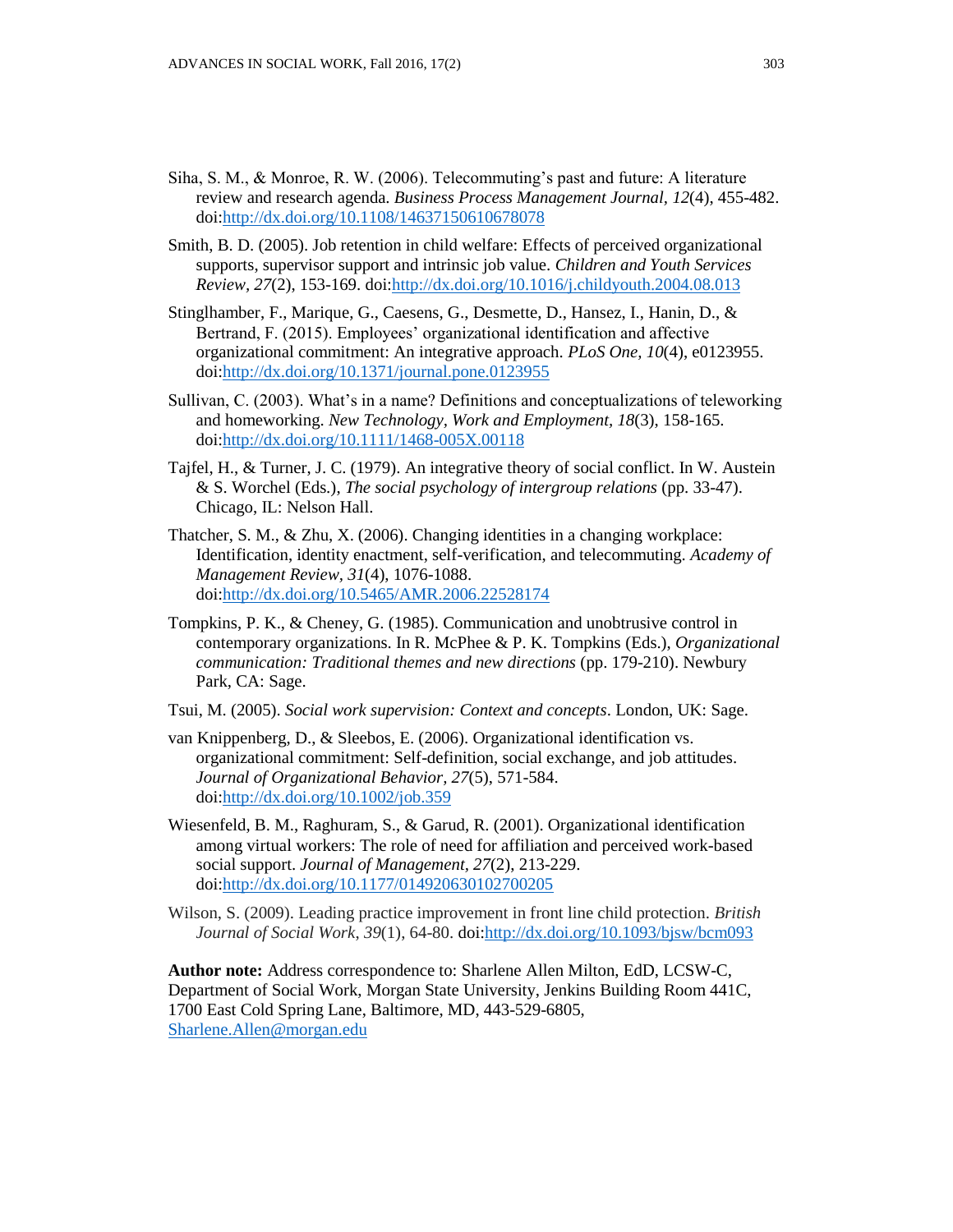Siha, S. M., & Monroe, R. W. (2006). Telecommuting's past and future: A literature review and research agenda. *Business Process Management Journal, 12*(4), 455-482. doi:http://dx.doi.org/10.1108/14637150610678078

Smith, B. D. (2005). Job retention in child welfare: Effects of perceived organizational supports, supervisor support and intrinsic job value. *Children and Youth Services Review, 27*(2), 153-169. doi:http://dx.doi.org/10.1016/j.childyouth.2004.08.013

Stinglhamber, F., Marique, G., Caesens, G., Desmette, D., Hansez, I., Hanin, D., & Bertrand, F. (2015). Employees' organizational identification and affective organizational commitment: An integrative approach. *PLoS One, 10*(4), e0123955. doi:http://dx.doi.org/10.1371/journal.pone.0123955

Sullivan, C. (2003). What's in a name? Definitions and conceptualizations of teleworking and homeworking. *New Technology, Work and Employment, 18*(3), 158-165. doi:http://dx.doi.org/10.1111/1468-005X.00118

Tajfel, H., & Turner, J. C. (1979). An integrative theory of social conflict. In W. Austein & S. Worchel (Eds.), *The social psychology of intergroup relations* (pp. 33-47). Chicago, IL: Nelson Hall.

Thatcher, S. M., & Zhu, X. (2006). Changing identities in a changing workplace: Identification, identity enactment, self-verification, and telecommuting. *Academy of Management Review, 31*(4), 1076-1088. doi:http://dx.doi.org/10.5465/AMR.2006.22528174

Tompkins, P. K., & Cheney, G. (1985). Communication and unobtrusive control in contemporary organizations. In R. McPhee & P. K. Tompkins (Eds.), *Organizational communication: Traditional themes and new directions* (pp. 179-210). Newbury Park, CA: Sage.

Tsui, M. (2005). *Social work supervision: Context and concepts*. London, UK: Sage.

van Knippenberg, D., & Sleebos, E. (2006). Organizational identification vs. organizational commitment: Self-definition, social exchange, and job attitudes. *Journal of Organizational Behavior, 27*(5), 571-584. doi:http://dx.doi.org/10.1002/job.359

Wiesenfeld, B. M., Raghuram, S., & Garud, R. (2001). Organizational identification among virtual workers: The role of need for affiliation and perceived work-based social support. *Journal of Management, 27*(2), 213-229. doi:http://dx.doi.org/10.1177/014920630102700205

Wilson, S. (2009). Leading practice improvement in front line child protection. *British Journal of Social Work, 39*(1), 64-80. doi:http://dx.doi.org/10.1093/bjsw/bcm093

**Author note:** Address correspondence to: Sharlene Allen Milton, EdD, LCSW-C, Department of Social Work, Morgan State University, Jenkins Building Room 441C, 1700 East Cold Spring Lane, Baltimore, MD, 443-529-6805, Sharlene.Allen@morgan.edu